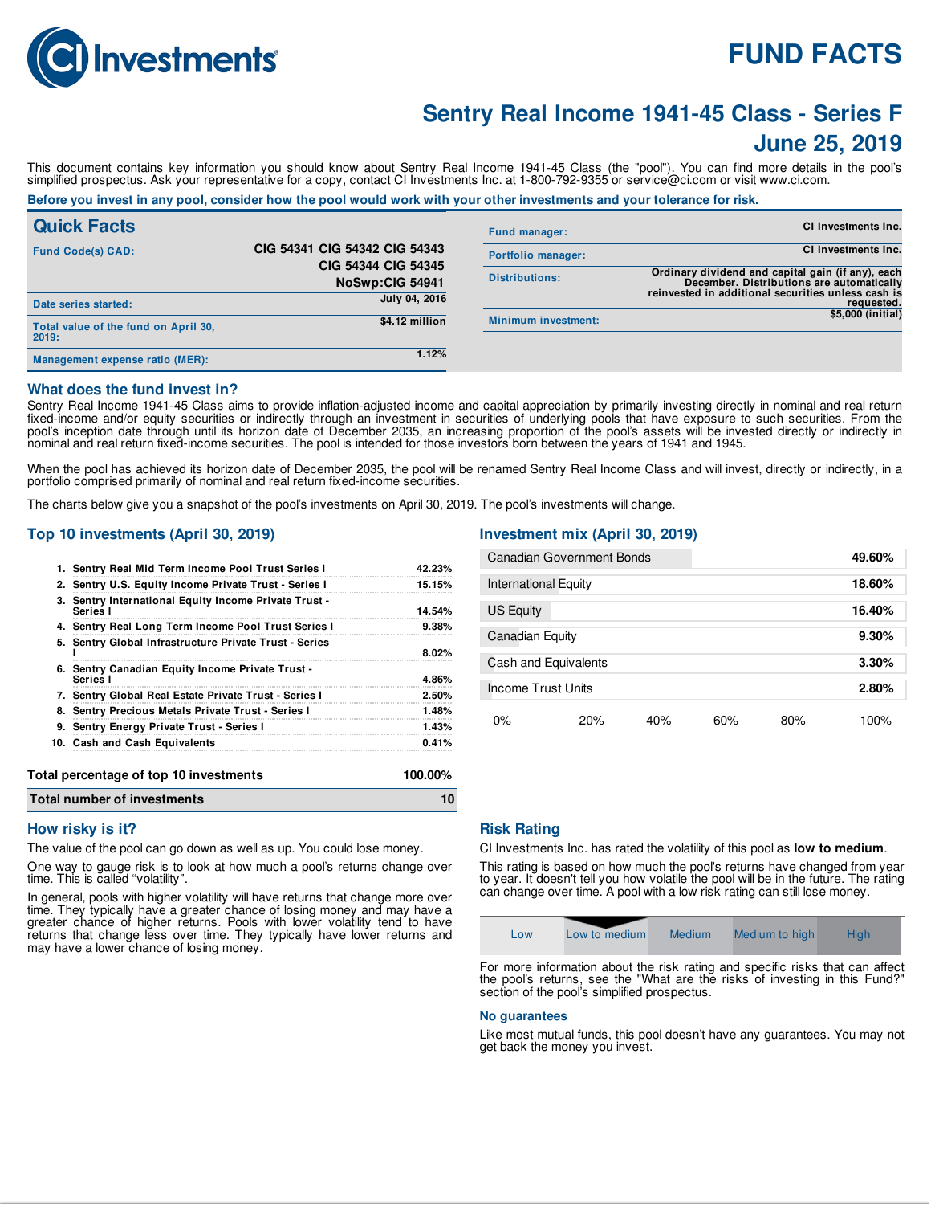CI Investments

# FUND FACTS

## Sentry Real Income 1941-45 Class - Series F

## June 25, 2019

This document contains key information you should know about Sentry Real Income 1941-45 Class (the "pool"). You can find more details in the pool's simplified prospectus. Ask your representative for a copy, contact CI Investments Inc. at 1-800-792-9355 or service@ci.com or visit www.ci.com.

**Before you invest in any pool, consider how the pool would work with your other investments and your tolerance for risk.**

## Quick Facts

| | |
|---|---|
| Fund Code(s) CAD: | CIG 54341 CIG 54342 CIG 54343 CIG 54344 CIG 54345 NoSwp:CIG 54941 |
| Date series started: | July 04, 2016 |
| Total value of the fund on April 30, 2019: | $4.12 million |
| Management expense ratio (MER): | 1.12% |
| Fund manager: | CI Investments Inc. |
| Portfolio manager: | CI Investments Inc. |
| Distributions: | Ordinary dividend and capital gain (if any), each December. Distributions are automatically reinvested in additional securities unless cash is requested. |
| Minimum investment: | $5,000 (initial) |

## What does the fund invest in?

Sentry Real Income 1941-45 Class aims to provide inflation-adjusted income and capital appreciation by primarily investing directly in nominal and real return fixed-income and/or equity securities or indirectly through an investment in securities of underlying pools that have exposure to such securities. From the pool's inception date through until its horizon date of December 2035, an increasing proportion of the pool's assets will be invested directly or indirectly in nominal and real return fixed-income securities. The pool is intended for those investors born between the years of 1941 and 1945.

When the pool has achieved its horizon date of December 2035, the pool will be renamed Sentry Real Income Class and will invest, directly or indirectly, in a portfolio comprised primarily of nominal and real return fixed-income securities.

The charts below give you a snapshot of the pool's investments on April 30, 2019. The pool's investments will change.

### Top 10 investments (April 30, 2019)

| | Investment | % |
|---|---|---|
| 1. | Sentry Real Mid Term Income Pool Trust Series I | 42.23% |
| 2. | Sentry U.S. Equity Income Private Trust - Series I | 15.15% |
| 3. | Sentry International Equity Income Private Trust - Series I | 14.54% |
| 4. | Sentry Real Long Term Income Pool Trust Series I | 9.38% |
| 5. | Sentry Global Infrastructure Private Trust - Series I | 8.02% |
| 6. | Sentry Canadian Equity Income Private Trust - Series I | 4.86% |
| 7. | Sentry Global Real Estate Private Trust - Series I | 2.50% |
| 8. | Sentry Precious Metals Private Trust - Series I | 1.48% |
| 9. | Sentry Energy Private Trust - Series I | 1.43% |
| 10. | Cash and Cash Equivalents | 0.41% |
| | **Total percentage of top 10 investments** | **100.00%** |
| | **Total number of investments** | **10** |

### Investment mix (April 30, 2019)

| Asset | % |
|---|---|
| Canadian Government Bonds | 49.60% |
| International Equity | 18.60% |
| US Equity | 16.40% |
| Canadian Equity | 9.30% |
| Cash and Equivalents | 3.30% |
| Income Trust Units | 2.80% |

## How risky is it?

The value of the pool can go down as well as up. You could lose money.

One way to gauge risk is to look at how much a pool's returns change over time. This is called "volatility".

In general, pools with higher volatility will have returns that change more over time. They typically have a greater chance of losing money and may have a greater chance of higher returns. Pools with lower volatility tend to have returns that change less over time. They typically have lower returns and may have a lower chance of losing money.

## Risk Rating

CI Investments Inc. has rated the volatility of this pool as **low to medium**.

This rating is based on how much the pool's returns have changed from year to year. It doesn't tell you how volatile the pool will be in the future. The rating can change over time. A pool with a low risk rating can still lose money.

| Low | **Low to medium** | Medium | Medium to high | High |
|---|---|---|---|---|

For more information about the risk rating and specific risks that can affect the pool's returns, see the "What are the risks of investing in this Fund?" section of the pool's simplified prospectus.

### No guarantees

Like most mutual funds, this pool doesn't have any guarantees. You may not get back the money you invest.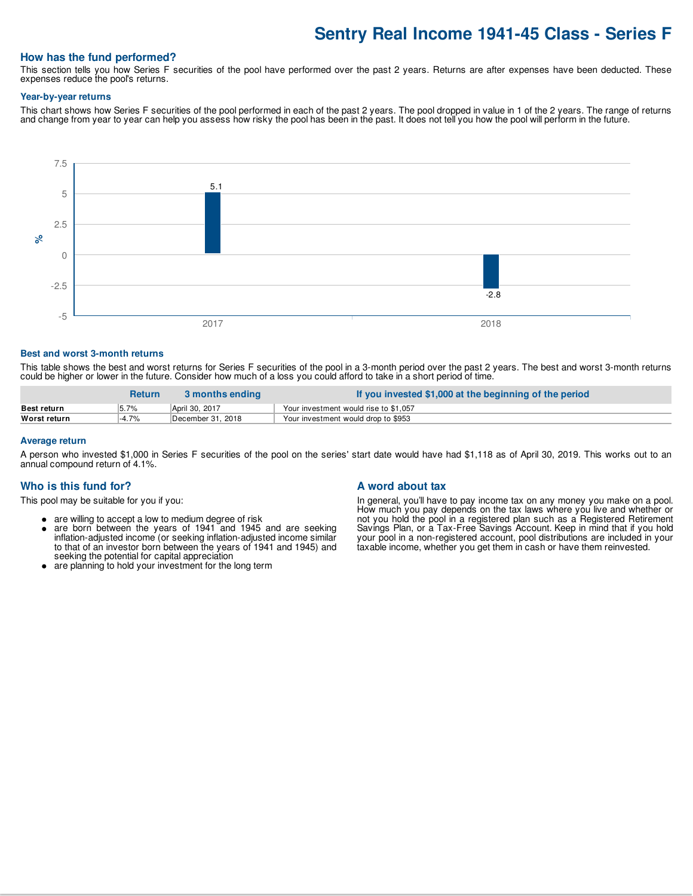# Sentry Real Income 1941-45 Class - Series F

## How has the fund performed?

This section tells you how Series F securities of the pool have performed over the past 2 years. Returns are after expenses have been deducted. These expenses reduce the pool's returns.

### Year-by-year returns

This chart shows how Series F securities of the pool performed in each of the past 2 years. The pool dropped in value in 1 of the 2 years. The range of returns and change from year to year can help you assess how risky the pool has been in the past. It does not tell you how the pool will perform in the future.

| Year | % |
|---|---|
| 2017 | 5.1 |
| 2018 | -2.8 |

### Best and worst 3-month returns

This table shows the best and worst returns for Series F securities of the pool in a 3-month period over the past 2 years. The best and worst 3-month returns could be higher or lower in the future. Consider how much of a loss you could afford to take in a short period of time.

| | Return | 3 months ending | If you invested $1,000 at the beginning of the period |
|---|---|---|---|
| **Best return** | 5.7% | April 30, 2017 | Your investment would rise to $1,057 |
| **Worst return** | -4.7% | December 31, 2018 | Your investment would drop to $953 |

### Average return

A person who invested $1,000 in Series F securities of the pool on the series' start date would have had $1,118 as of April 30, 2019. This works out to an annual compound return of 4.1%.

## Who is this fund for?

This pool may be suitable for you if you:

- are willing to accept a low to medium degree of risk
- are born between the years of 1941 and 1945 and are seeking inflation-adjusted income (or seeking inflation-adjusted income similar to that of an investor born between the years of 1941 and 1945) and seeking the potential for capital appreciation
- are planning to hold your investment for the long term

## A word about tax

In general, you'll have to pay income tax on any money you make on a pool. How much you pay depends on the tax laws where you live and whether or not you hold the pool in a registered plan such as a Registered Retirement Savings Plan, or a Tax-Free Savings Account. Keep in mind that if you hold your pool in a non-registered account, pool distributions are included in your taxable income, whether you get them in cash or have them reinvested.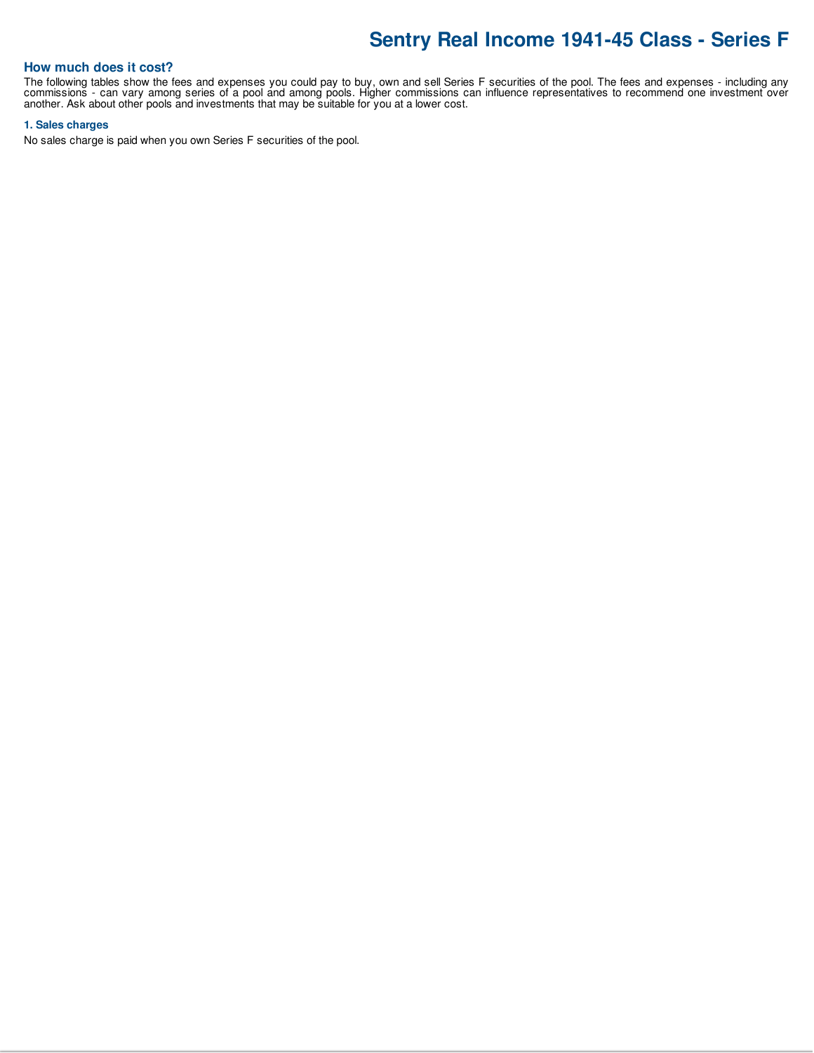# Sentry Real Income 1941-45 Class - Series F

## How much does it cost?

The following tables show the fees and expenses you could pay to buy, own and sell Series F securities of the pool. The fees and expenses - including any commissions - can vary among series of a pool and among pools. Higher commissions can influence representatives to recommend one investment over another. Ask about other pools and investments that may be suitable for you at a lower cost.

### 1. Sales charges

No sales charge is paid when you own Series F securities of the pool.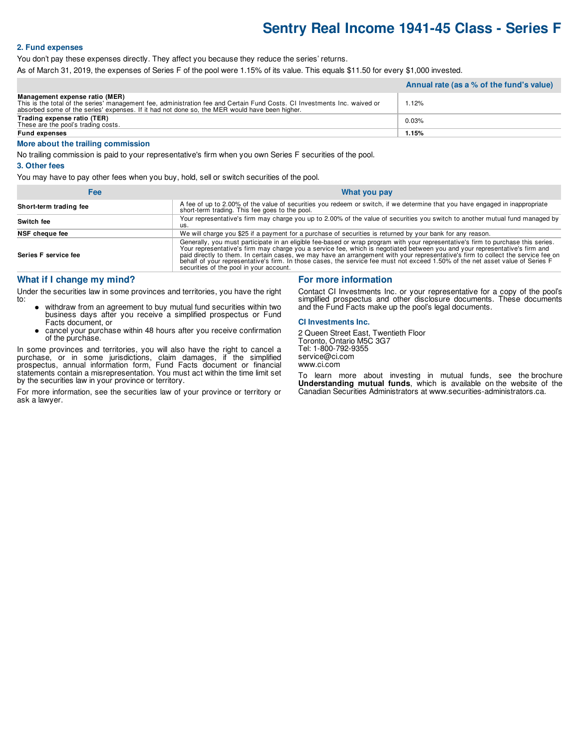# Sentry Real Income 1941-45 Class - Series F

### 2. Fund expenses

You don't pay these expenses directly. They affect you because they reduce the series' returns.

As of March 31, 2019, the expenses of Series F of the pool were 1.15% of its value. This equals $11.50 for every $1,000 invested.

| | Annual rate (as a % of the fund's value) |
|---|---|
| **Management expense ratio (MER)**<br>This is the total of the series' management fee, administration fee and Certain Fund Costs. CI Investments Inc. waived or absorbed some of the series' expenses. If it had not done so, the MER would have been higher. | 1.12% |
| **Trading expense ratio (TER)**<br>These are the pool's trading costs. | 0.03% |
| **Fund expenses** | **1.15%** |

### More about the trailing commission

No trailing commission is paid to your representative's firm when you own Series F securities of the pool.

### 3. Other fees

You may have to pay other fees when you buy, hold, sell or switch securities of the pool.

| Fee | What you pay |
|---|---|
| **Short-term trading fee** | A fee of up to 2.00% of the value of securities you redeem or switch, if we determine that you have engaged in inappropriate short-term trading. This fee goes to the pool. |
| **Switch fee** | Your representative's firm may charge you up to 2.00% of the value of securities you switch to another mutual fund managed by us. |
| **NSF cheque fee** | We will charge you $25 if a payment for a purchase of securities is returned by your bank for any reason. |
| **Series F service fee** | Generally, you must participate in an eligible fee-based or wrap program with your representative's firm to purchase this series. Your representative's firm may charge you a service fee, which is negotiated between you and your representative's firm and paid directly to them. In certain cases, we may have an arrangement with your representative's firm to collect the service fee on behalf of your representative's firm. In those cases, the service fee must not exceed 1.50% of the net asset value of Series F securities of the pool in your account. |

## What if I change my mind?

Under the securities law in some provinces and territories, you have the right to:

- withdraw from an agreement to buy mutual fund securities within two business days after you receive a simplified prospectus or Fund Facts document, or
- cancel your purchase within 48 hours after you receive confirmation of the purchase.

In some provinces and territories, you will also have the right to cancel a purchase, or in some jurisdictions, claim damages, if the simplified prospectus, annual information form, Fund Facts document or financial statements contain a misrepresentation. You must act within the time limit set by the securities law in your province or territory.

For more information, see the securities law of your province or territory or ask a lawyer.

## For more information

Contact CI Investments Inc. or your representative for a copy of the pool's simplified prospectus and other disclosure documents. These documents and the Fund Facts make up the pool's legal documents.

### CI Investments Inc.

2 Queen Street East, Twentieth Floor
Toronto, Ontario M5C 3G7
Tel: 1-800-792-9355
service@ci.com
www.ci.com

To learn more about investing in mutual funds, see the brochure **Understanding mutual funds**, which is available on the website of the Canadian Securities Administrators at www.securities-administrators.ca.